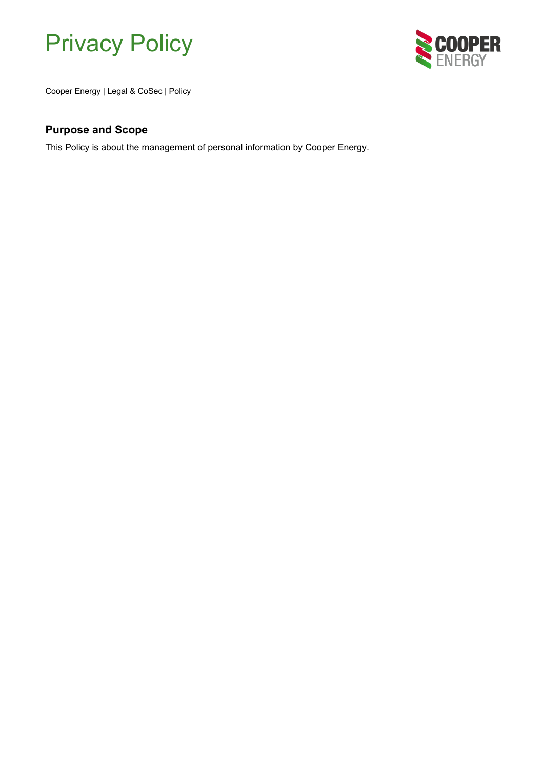# Privacy Policy

Cooper Energy | Legal & CoSec | Policy

## Purpose and Scope

This Policy is about the management of personal information by Cooper Energy.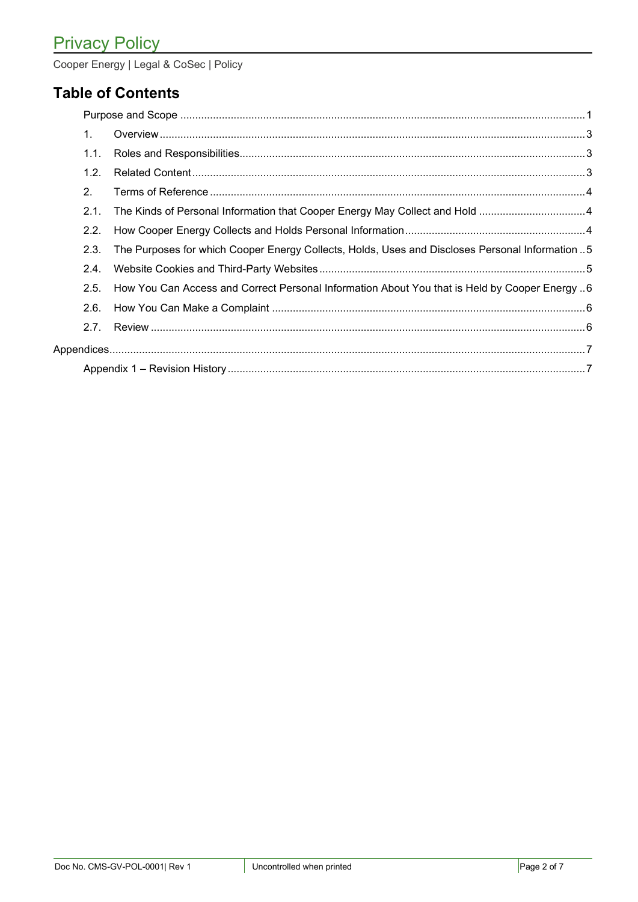## Table of Contents

Purpose and Scope ........................................................................ 1

1. Overview ........................................................................ 3

1.1. Roles and Responsibilities ........................................................................ 3

1.2. Related Content ........................................................................ 3

2. Terms of Reference ........................................................................ 4

2.1. The Kinds of Personal Information that Cooper Energy May Collect and Hold ........................................................................ 4

2.2. How Cooper Energy Collects and Holds Personal Information ........................................................................ 4

2.3. The Purposes for which Cooper Energy Collects, Holds, Uses and Discloses Personal Information .. 5

2.4. Website Cookies and Third-Party Websites ........................................................................ 5

2.5. How You Can Access and Correct Personal Information About You that is Held by Cooper Energy .. 6

2.6. How You Can Make a Complaint ........................................................................ 6

2.7. Review ........................................................................ 6

Appendices ........................................................................ 7

Appendix 1 – Revision History ........................................................................ 7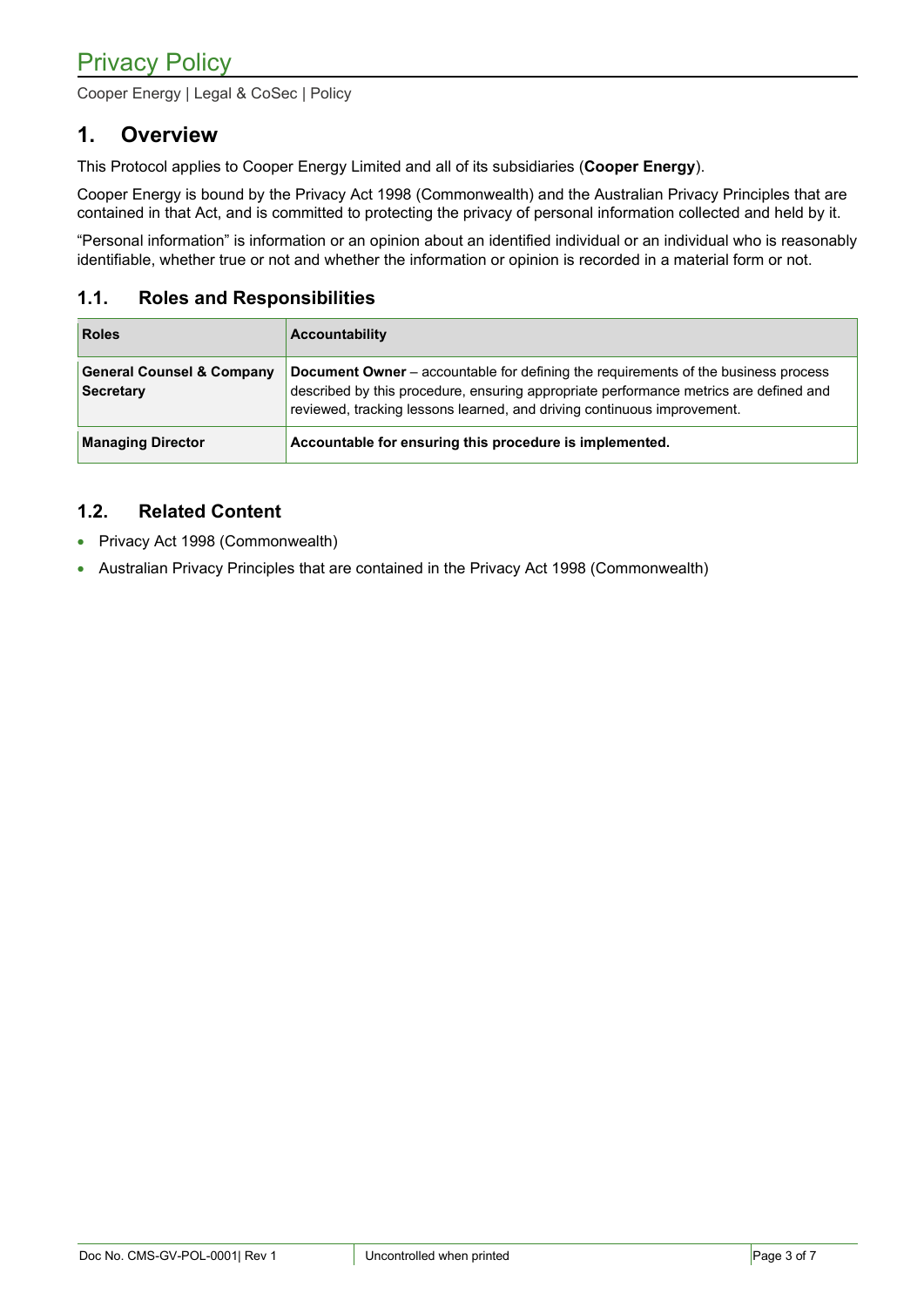# Privacy Policy

Cooper Energy | Legal & CoSec | Policy

## 1. Overview

This Protocol applies to Cooper Energy Limited and all of its subsidiaries (**Cooper Energy**).

Cooper Energy is bound by the Privacy Act 1998 (Commonwealth) and the Australian Privacy Principles that are contained in that Act, and is committed to protecting the privacy of personal information collected and held by it.

"Personal information" is information or an opinion about an identified individual or an individual who is reasonably identifiable, whether true or not and whether the information or opinion is recorded in a material form or not.

### 1.1. Roles and Responsibilities

| Roles | Accountability |
|---|---|
| **General Counsel & Company Secretary** | **Document Owner** – accountable for defining the requirements of the business process described by this procedure, ensuring appropriate performance metrics are defined and reviewed, tracking lessons learned, and driving continuous improvement. |
| **Managing Director** | **Accountable for ensuring this procedure is implemented.** |

### 1.2. Related Content

- Privacy Act 1998 (Commonwealth)
- Australian Privacy Principles that are contained in the Privacy Act 1998 (Commonwealth)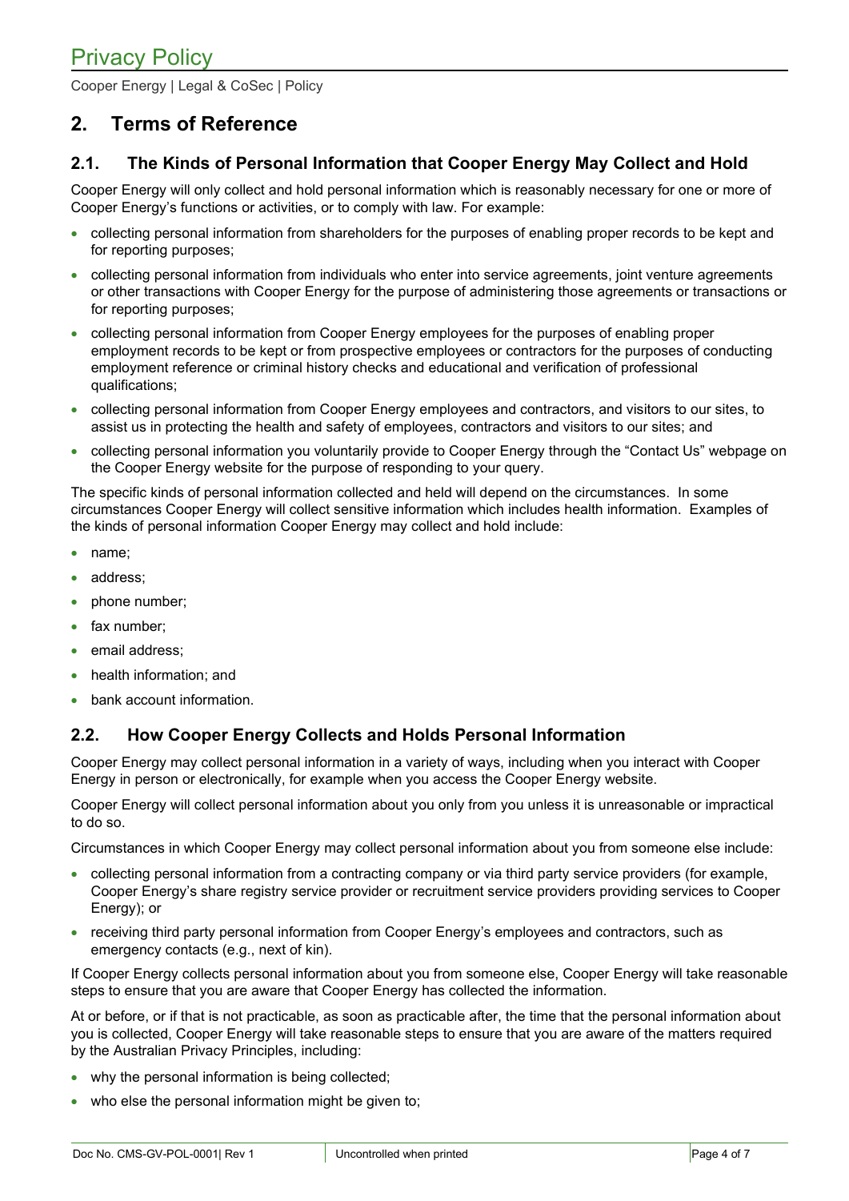## 2. Terms of Reference

### 2.1. The Kinds of Personal Information that Cooper Energy May Collect and Hold

Cooper Energy will only collect and hold personal information which is reasonably necessary for one or more of Cooper Energy's functions or activities, or to comply with law. For example:

- collecting personal information from shareholders for the purposes of enabling proper records to be kept and for reporting purposes;
- collecting personal information from individuals who enter into service agreements, joint venture agreements or other transactions with Cooper Energy for the purpose of administering those agreements or transactions or for reporting purposes;
- collecting personal information from Cooper Energy employees for the purposes of enabling proper employment records to be kept or from prospective employees or contractors for the purposes of conducting employment reference or criminal history checks and educational and verification of professional qualifications;
- collecting personal information from Cooper Energy employees and contractors, and visitors to our sites, to assist us in protecting the health and safety of employees, contractors and visitors to our sites; and
- collecting personal information you voluntarily provide to Cooper Energy through the "Contact Us" webpage on the Cooper Energy website for the purpose of responding to your query.

The specific kinds of personal information collected and held will depend on the circumstances. In some circumstances Cooper Energy will collect sensitive information which includes health information. Examples of the kinds of personal information Cooper Energy may collect and hold include:

- name;
- address;
- phone number;
- fax number;
- email address;
- health information; and
- bank account information.

### 2.2. How Cooper Energy Collects and Holds Personal Information

Cooper Energy may collect personal information in a variety of ways, including when you interact with Cooper Energy in person or electronically, for example when you access the Cooper Energy website.

Cooper Energy will collect personal information about you only from you unless it is unreasonable or impractical to do so.

Circumstances in which Cooper Energy may collect personal information about you from someone else include:

- collecting personal information from a contracting company or via third party service providers (for example, Cooper Energy's share registry service provider or recruitment service providers providing services to Cooper Energy); or
- receiving third party personal information from Cooper Energy's employees and contractors, such as emergency contacts (e.g., next of kin).

If Cooper Energy collects personal information about you from someone else, Cooper Energy will take reasonable steps to ensure that you are aware that Cooper Energy has collected the information.

At or before, or if that is not practicable, as soon as practicable after, the time that the personal information about you is collected, Cooper Energy will take reasonable steps to ensure that you are aware of the matters required by the Australian Privacy Principles, including:

- why the personal information is being collected;
- who else the personal information might be given to;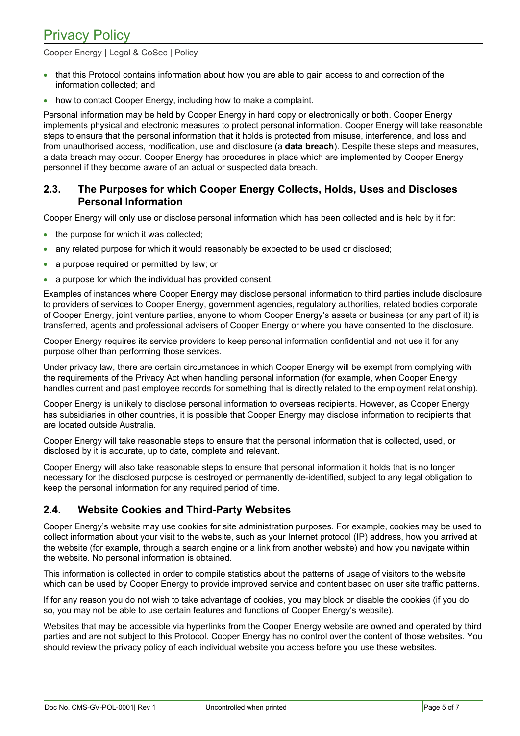- that this Protocol contains information about how you are able to gain access to and correction of the information collected; and
- how to contact Cooper Energy, including how to make a complaint.

Personal information may be held by Cooper Energy in hard copy or electronically or both. Cooper Energy implements physical and electronic measures to protect personal information. Cooper Energy will take reasonable steps to ensure that the personal information that it holds is protected from misuse, interference, and loss and from unauthorised access, modification, use and disclosure (a **data breach**). Despite these steps and measures, a data breach may occur. Cooper Energy has procedures in place which are implemented by Cooper Energy personnel if they become aware of an actual or suspected data breach.

## 2.3. The Purposes for which Cooper Energy Collects, Holds, Uses and Discloses Personal Information

Cooper Energy will only use or disclose personal information which has been collected and is held by it for:

- the purpose for which it was collected;
- any related purpose for which it would reasonably be expected to be used or disclosed;
- a purpose required or permitted by law; or
- a purpose for which the individual has provided consent.

Examples of instances where Cooper Energy may disclose personal information to third parties include disclosure to providers of services to Cooper Energy, government agencies, regulatory authorities, related bodies corporate of Cooper Energy, joint venture parties, anyone to whom Cooper Energy's assets or business (or any part of it) is transferred, agents and professional advisers of Cooper Energy or where you have consented to the disclosure.

Cooper Energy requires its service providers to keep personal information confidential and not use it for any purpose other than performing those services.

Under privacy law, there are certain circumstances in which Cooper Energy will be exempt from complying with the requirements of the Privacy Act when handling personal information (for example, when Cooper Energy handles current and past employee records for something that is directly related to the employment relationship).

Cooper Energy is unlikely to disclose personal information to overseas recipients. However, as Cooper Energy has subsidiaries in other countries, it is possible that Cooper Energy may disclose information to recipients that are located outside Australia.

Cooper Energy will take reasonable steps to ensure that the personal information that is collected, used, or disclosed by it is accurate, up to date, complete and relevant.

Cooper Energy will also take reasonable steps to ensure that personal information it holds that is no longer necessary for the disclosed purpose is destroyed or permanently de-identified, subject to any legal obligation to keep the personal information for any required period of time.

## 2.4. Website Cookies and Third-Party Websites

Cooper Energy's website may use cookies for site administration purposes. For example, cookies may be used to collect information about your visit to the website, such as your Internet protocol (IP) address, how you arrived at the website (for example, through a search engine or a link from another website) and how you navigate within the website. No personal information is obtained.

This information is collected in order to compile statistics about the patterns of usage of visitors to the website which can be used by Cooper Energy to provide improved service and content based on user site traffic patterns.

If for any reason you do not wish to take advantage of cookies, you may block or disable the cookies (if you do so, you may not be able to use certain features and functions of Cooper Energy's website).

Websites that may be accessible via hyperlinks from the Cooper Energy website are owned and operated by third parties and are not subject to this Protocol. Cooper Energy has no control over the content of those websites. You should review the privacy policy of each individual website you access before you use these websites.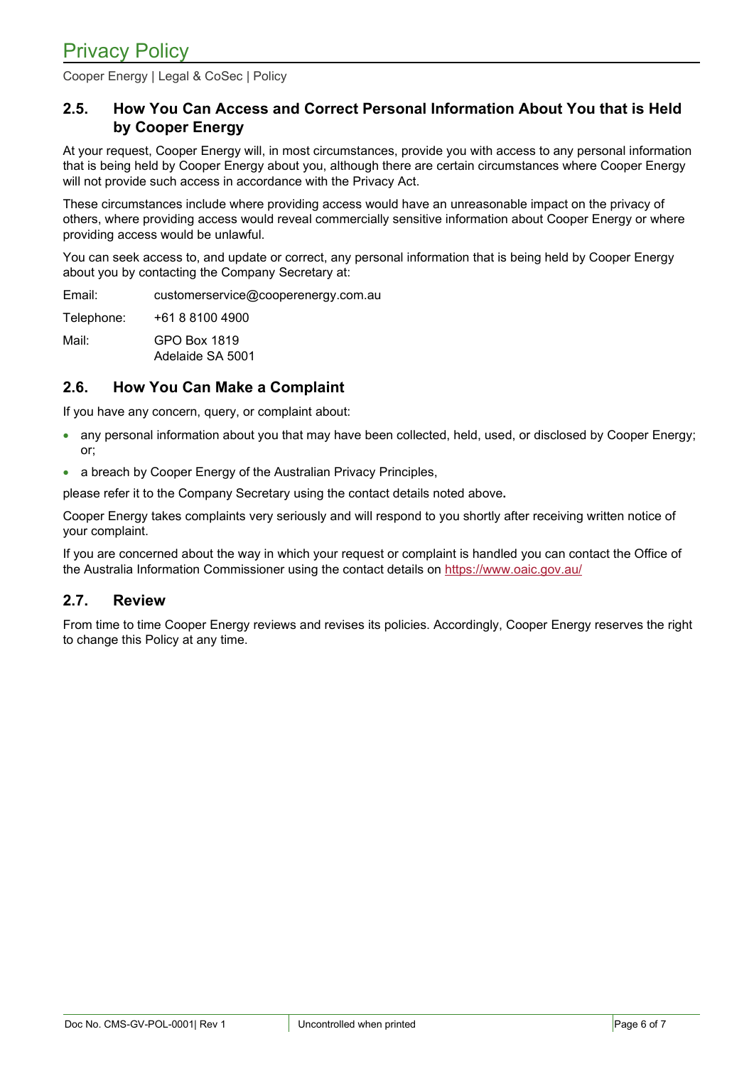### 2.5. How You Can Access and Correct Personal Information About You that is Held by Cooper Energy

At your request, Cooper Energy will, in most circumstances, provide you with access to any personal information that is being held by Cooper Energy about you, although there are certain circumstances where Cooper Energy will not provide such access in accordance with the Privacy Act.

These circumstances include where providing access would have an unreasonable impact on the privacy of others, where providing access would reveal commercially sensitive information about Cooper Energy or where providing access would be unlawful.

You can seek access to, and update or correct, any personal information that is being held by Cooper Energy about you by contacting the Company Secretary at:

| | |
|---|---|
| Email: | customerservice@cooperenergy.com.au |
| Telephone: | +61 8 8100 4900 |
| Mail: | GPO Box 1819<br>Adelaide SA 5001 |

### 2.6. How You Can Make a Complaint

If you have any concern, query, or complaint about:

- any personal information about you that may have been collected, held, used, or disclosed by Cooper Energy; or;
- a breach by Cooper Energy of the Australian Privacy Principles,

please refer it to the Company Secretary using the contact details noted above**.**

Cooper Energy takes complaints very seriously and will respond to you shortly after receiving written notice of your complaint.

If you are concerned about the way in which your request or complaint is handled you can contact the Office of the Australia Information Commissioner using the contact details on https://www.oaic.gov.au/

### 2.7. Review

From time to time Cooper Energy reviews and revises its policies. Accordingly, Cooper Energy reserves the right to change this Policy at any time.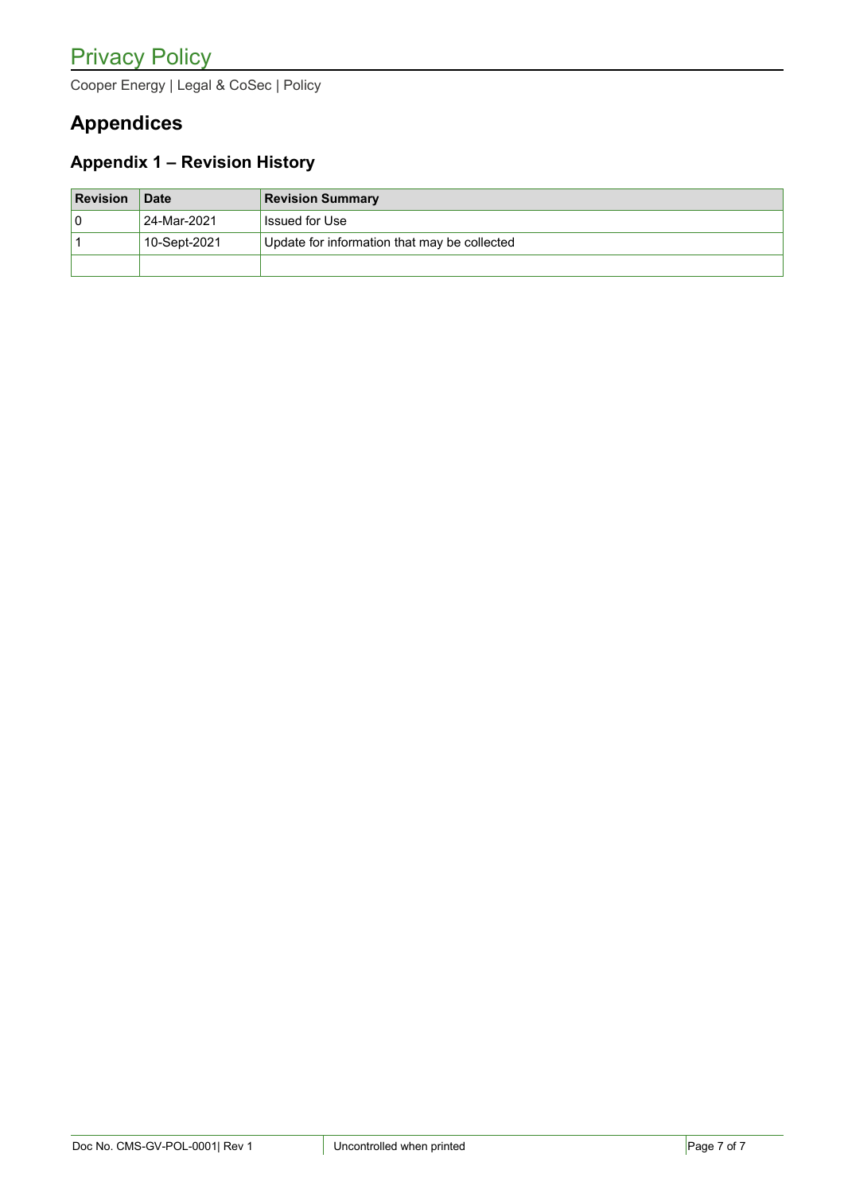# Appendices

## Appendix 1 – Revision History

| Revision | Date | Revision Summary |
|---|---|---|
| 0 | 24-Mar-2021 | Issued for Use |
| 1 | 10-Sept-2021 | Update for information that may be collected |
| | | |